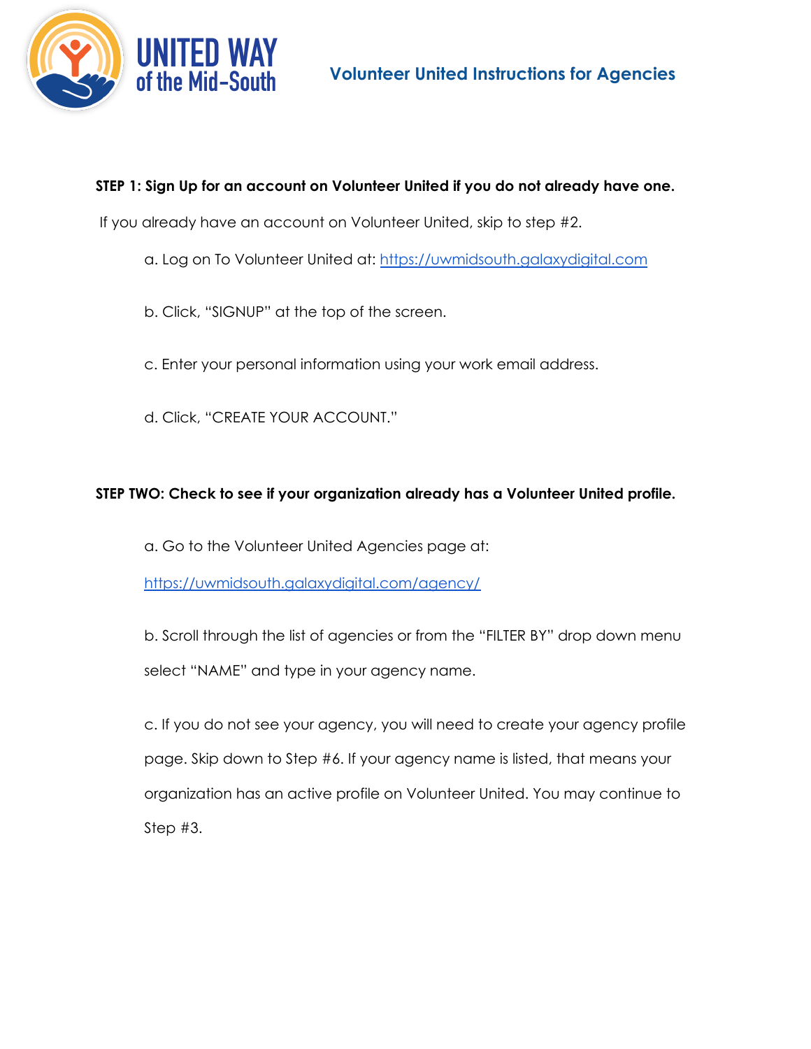# Volunteer United Instructions for Agencies

**STEP 1: Sign Up for an account on Volunteer United if you do not already have one.**

If you already have an account on Volunteer United, skip to step #2.

a. Log on To Volunteer United at: https://uwmidsouth.galaxydigital.com

b. Click, "SIGNUP" at the top of the screen.

c. Enter your personal information using your work email address.

d. Click, "CREATE YOUR ACCOUNT."

**STEP TWO: Check to see if your organization already has a Volunteer United profile.**

a. Go to the Volunteer United Agencies page at:

https://uwmidsouth.galaxydigital.com/agency/

b. Scroll through the list of agencies or from the "FILTER BY" drop down menu select "NAME" and type in your agency name.

c. If you do not see your agency, you will need to create your agency profile page. Skip down to Step #6. If your agency name is listed, that means your organization has an active profile on Volunteer United. You may continue to Step #3.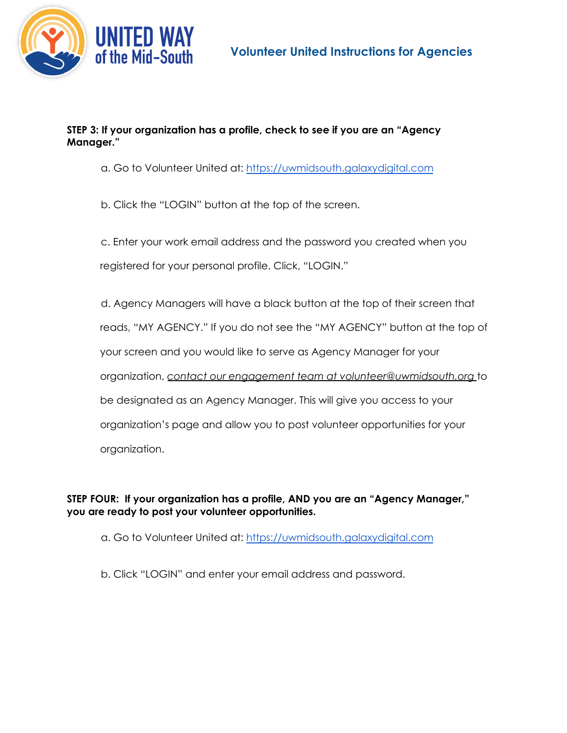**STEP 3: If your organization has a profile, check to see if you are an "Agency Manager."**

a. Go to Volunteer United at: [https://uwmidsouth.galaxydigital.com](https://uwmidsouth.galaxydigital.com)

b. Click the "LOGIN" button at the top of the screen.

c. Enter your work email address and the password you created when you registered for your personal profile. Click, "LOGIN."

d. Agency Managers will have a black button at the top of their screen that reads, "MY AGENCY." If you do not see the "MY AGENCY" button at the top of your screen and you would like to serve as Agency Manager for your organization, *contact our engagement team at volunteer@uwmidsouth.org* to be designated as an Agency Manager. This will give you access to your organization's page and allow you to post volunteer opportunities for your organization.

**STEP FOUR: If your organization has a profile, AND you are an "Agency Manager," you are ready to post your volunteer opportunities.**

a. Go to Volunteer United at: [https://uwmidsouth.galaxydigital.com](https://uwmidsouth.galaxydigital.com)

b. Click "LOGIN" and enter your email address and password.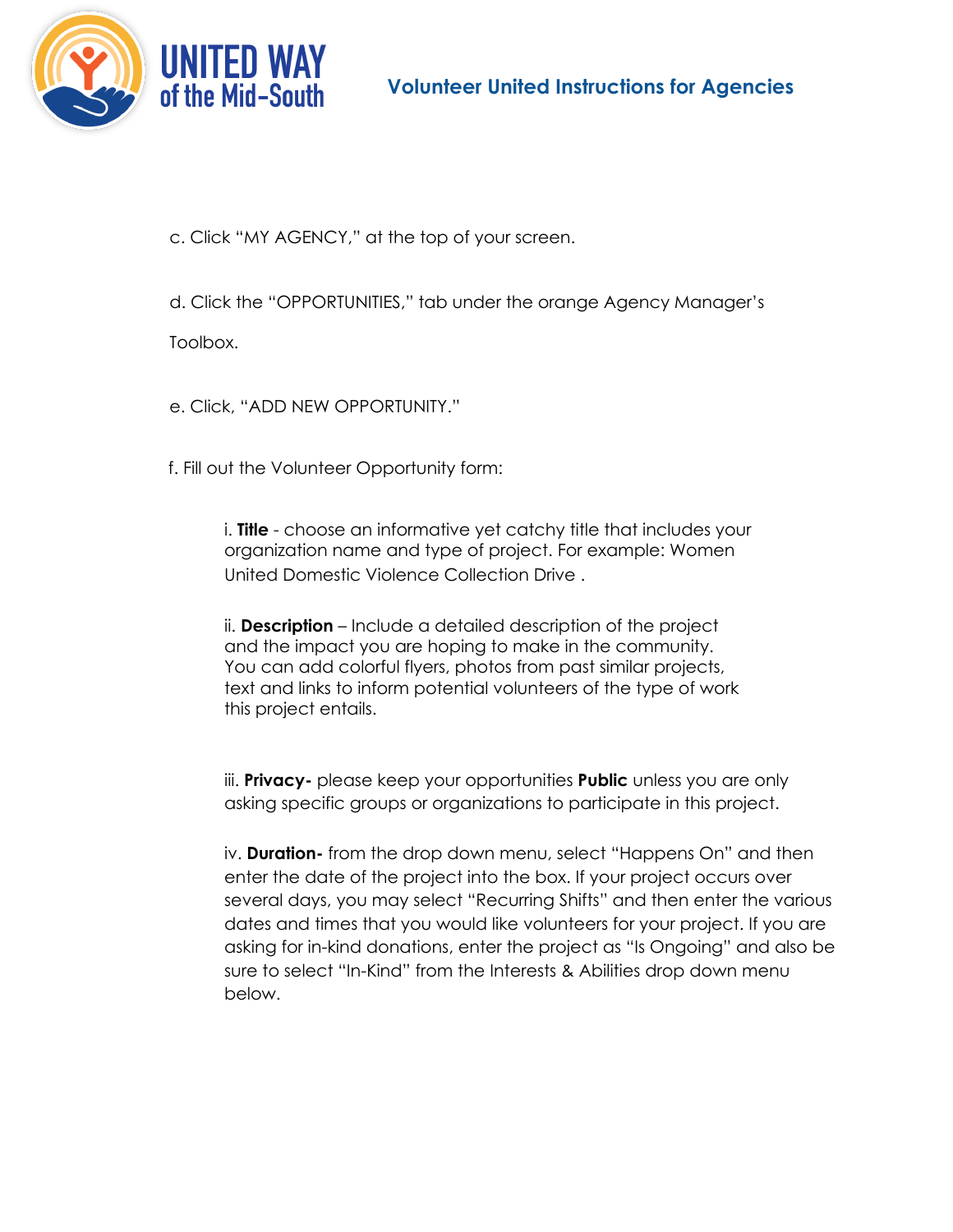c. Click "MY AGENCY," at the top of your screen.

d. Click the "OPPORTUNITIES," tab under the orange Agency Manager's Toolbox.

e. Click, "ADD NEW OPPORTUNITY."

f. Fill out the Volunteer Opportunity form:

i. **Title** - choose an informative yet catchy title that includes your organization name and type of project. For example: Women United Domestic Violence Collection Drive .

ii. **Description** – Include a detailed description of the project and the impact you are hoping to make in the community. You can add colorful flyers, photos from past similar projects, text and links to inform potential volunteers of the type of work this project entails.

iii. **Privacy-** please keep your opportunities **Public** unless you are only asking specific groups or organizations to participate in this project.

iv. **Duration-** from the drop down menu, select "Happens On" and then enter the date of the project into the box. If your project occurs over several days, you may select "Recurring Shifts" and then enter the various dates and times that you would like volunteers for your project. If you are asking for in-kind donations, enter the project as "Is Ongoing" and also be sure to select "In-Kind" from the Interests & Abilities drop down menu below.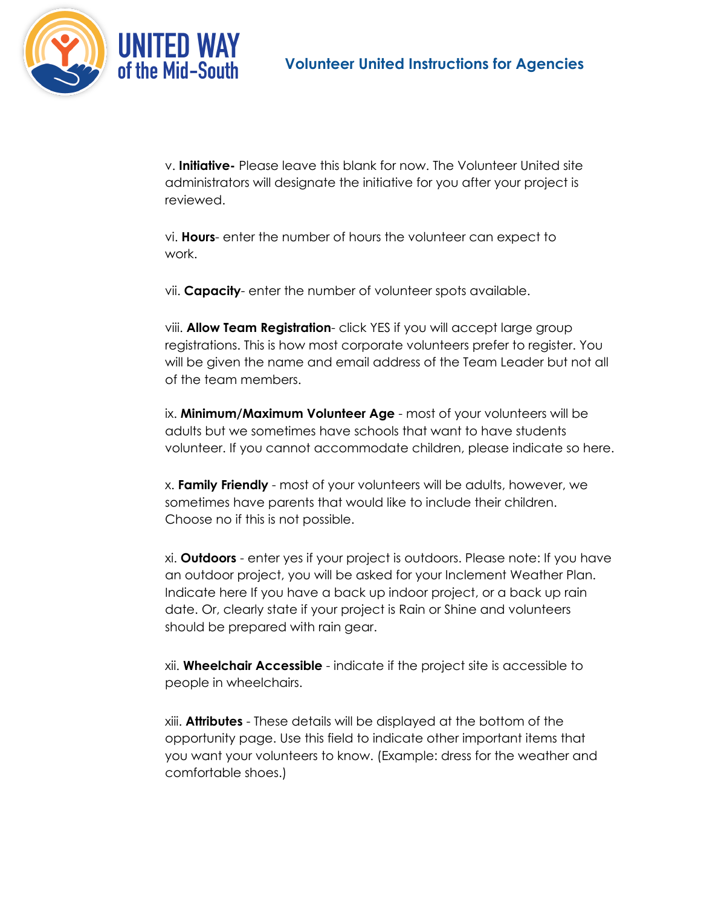v. **Initiative-** Please leave this blank for now. The Volunteer United site administrators will designate the initiative for you after your project is reviewed.

vi. **Hours**- enter the number of hours the volunteer can expect to work.

vii. **Capacity**- enter the number of volunteer spots available.

viii. **Allow Team Registration**- click YES if you will accept large group registrations. This is how most corporate volunteers prefer to register. You will be given the name and email address of the Team Leader but not all of the team members.

ix. **Minimum/Maximum Volunteer Age** - most of your volunteers will be adults but we sometimes have schools that want to have students volunteer. If you cannot accommodate children, please indicate so here.

x. **Family Friendly** - most of your volunteers will be adults, however, we sometimes have parents that would like to include their children. Choose no if this is not possible.

xi. **Outdoors** - enter yes if your project is outdoors. Please note: If you have an outdoor project, you will be asked for your Inclement Weather Plan. Indicate here If you have a back up indoor project, or a back up rain date. Or, clearly state if your project is Rain or Shine and volunteers should be prepared with rain gear.

xii. **Wheelchair Accessible** - indicate if the project site is accessible to people in wheelchairs.

xiii. **Attributes** - These details will be displayed at the bottom of the opportunity page. Use this field to indicate other important items that you want your volunteers to know. (Example: dress for the weather and comfortable shoes.)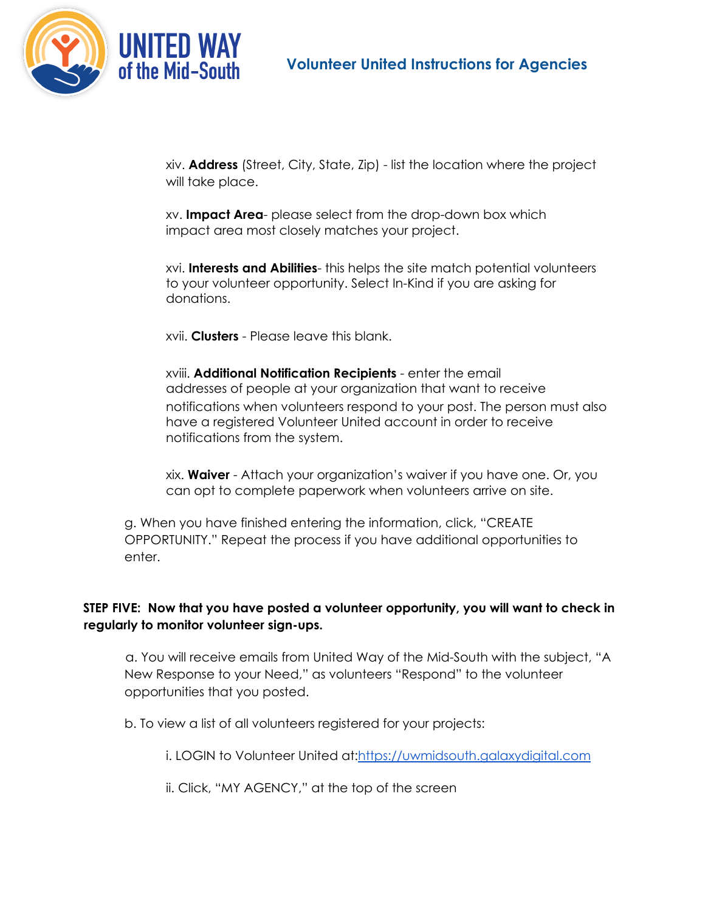xiv. **Address** (Street, City, State, Zip) - list the location where the project will take place.

xv. **Impact Area**- please select from the drop-down box which impact area most closely matches your project.

xvi. **Interests and Abilities**- this helps the site match potential volunteers to your volunteer opportunity. Select In-Kind if you are asking for donations.

xvii. **Clusters** - Please leave this blank.

xviii. **Additional Notification Recipients** - enter the email addresses of people at your organization that want to receive notifications when volunteers respond to your post. The person must also have a registered Volunteer United account in order to receive notifications from the system.

xix. **Waiver** - Attach your organization's waiver if you have one. Or, you can opt to complete paperwork when volunteers arrive on site.

g. When you have finished entering the information, click, "CREATE OPPORTUNITY." Repeat the process if you have additional opportunities to enter.

**STEP FIVE: Now that you have posted a volunteer opportunity, you will want to check in regularly to monitor volunteer sign-ups.**

a. You will receive emails from United Way of the Mid-South with the subject, "A New Response to your Need," as volunteers "Respond" to the volunteer opportunities that you posted.

b. To view a list of all volunteers registered for your projects:

i. LOGIN to Volunteer United at:[https://uwmidsouth.galaxydigital.com](https://uwmidsouth.galaxydigital.com)

ii. Click, "MY AGENCY," at the top of the screen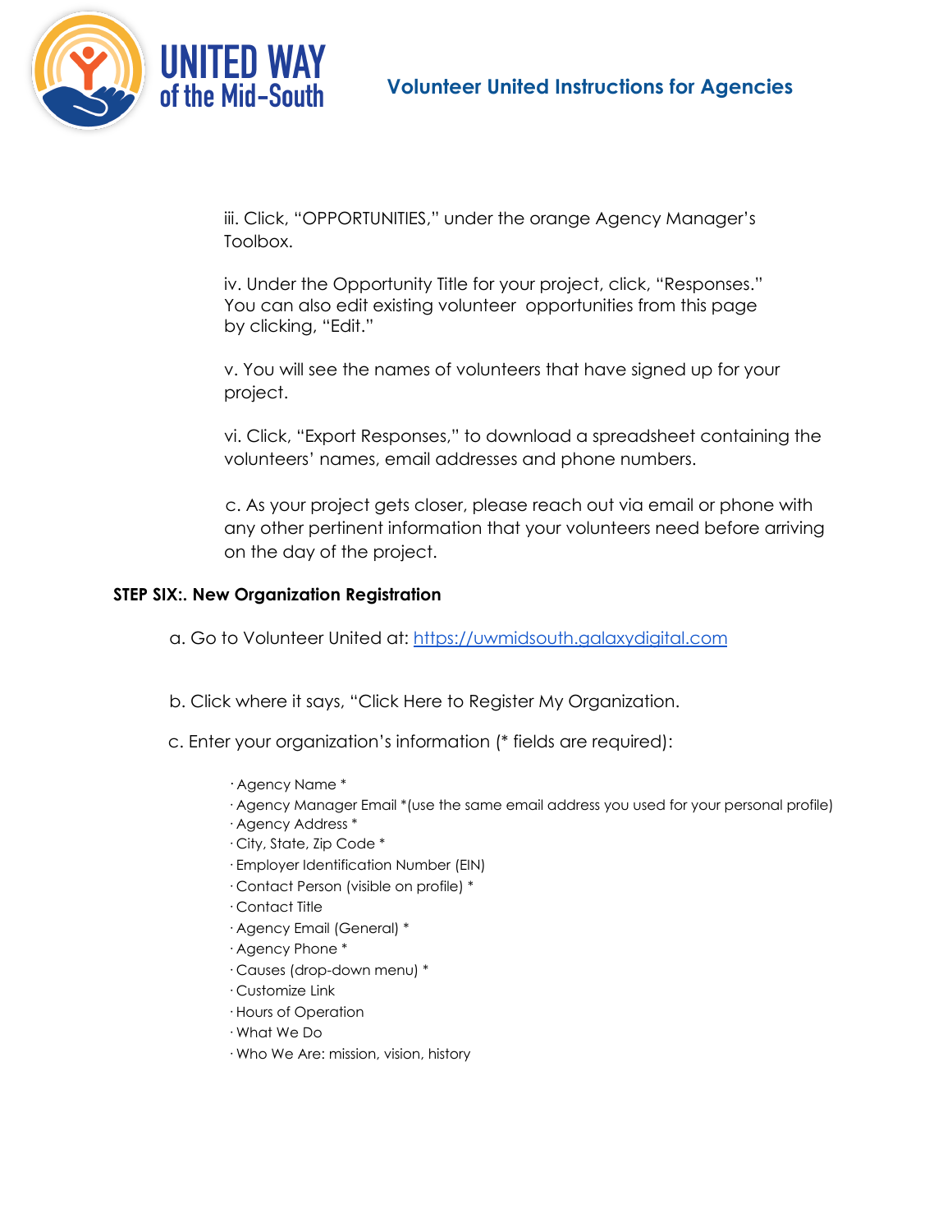iii. Click, "OPPORTUNITIES," under the orange Agency Manager's Toolbox.

iv. Under the Opportunity Title for your project, click, "Responses." You can also edit existing volunteer opportunities from this page by clicking, "Edit."

v. You will see the names of volunteers that have signed up for your project.

vi. Click, "Export Responses," to download a spreadsheet containing the volunteers' names, email addresses and phone numbers.

c. As your project gets closer, please reach out via email or phone with any other pertinent information that your volunteers need before arriving on the day of the project.

**STEP SIX:. New Organization Registration**

a. Go to Volunteer United at: [https://uwmidsouth.galaxydigital.com](https://uwmidsouth.galaxydigital.com)

b. Click where it says, "Click Here to Register My Organization.

c. Enter your organization's information (* fields are required):

- Agency Name *
- Agency Manager Email *(use the same email address you used for your personal profile)
- Agency Address *
- City, State, Zip Code *
- Employer Identification Number (EIN)
- Contact Person (visible on profile) *
- Contact Title
- Agency Email (General) *
- Agency Phone *
- Causes (drop-down menu) *
- Customize Link
- Hours of Operation
- What We Do
- Who We Are: mission, vision, history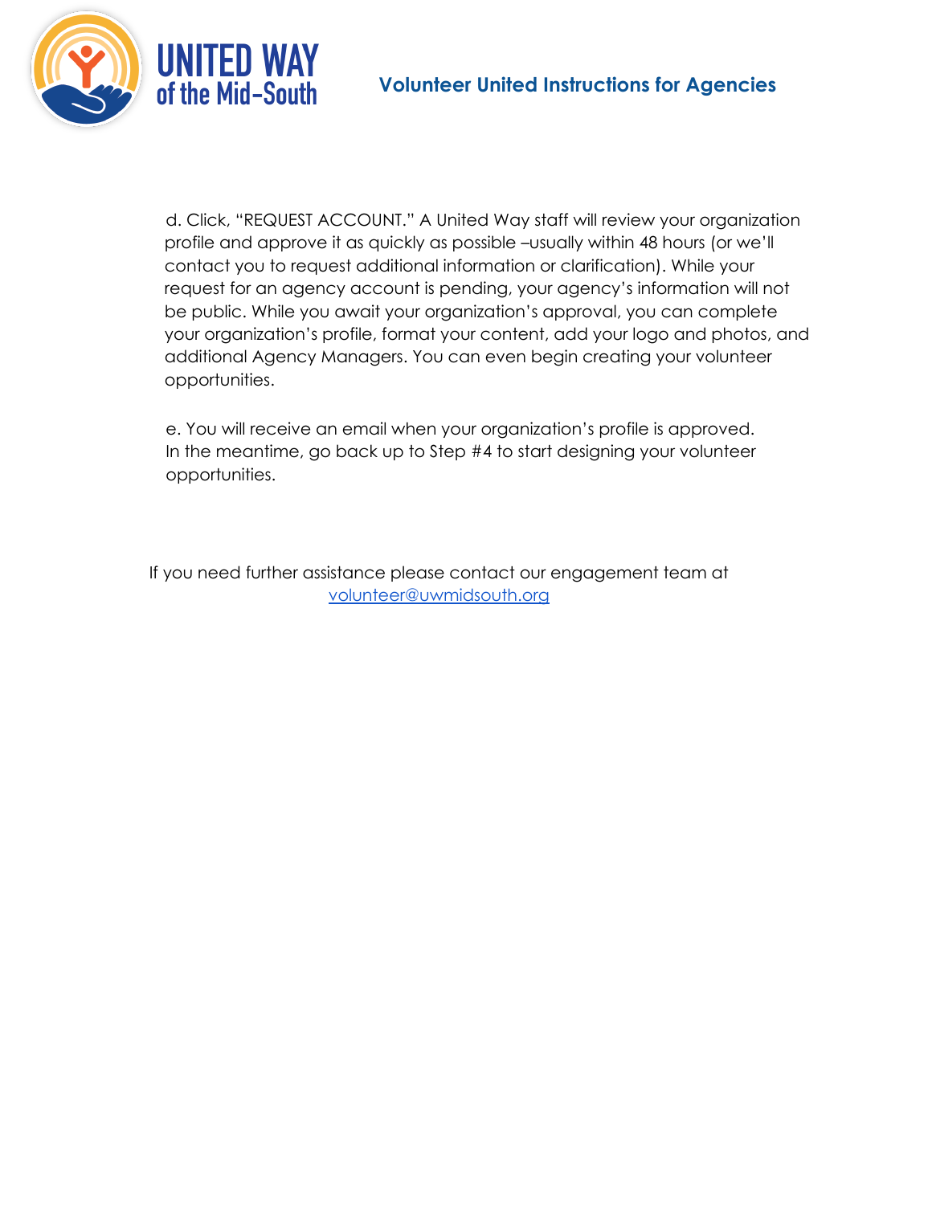d. Click, "REQUEST ACCOUNT." A United Way staff will review your organization profile and approve it as quickly as possible –usually within 48 hours (or we'll contact you to request additional information or clarification). While your request for an agency account is pending, your agency's information will not be public. While you await your organization's approval, you can complete your organization's profile, format your content, add your logo and photos, and additional Agency Managers. You can even begin creating your volunteer opportunities.

e. You will receive an email when your organization's profile is approved. In the meantime, go back up to Step #4 to start designing your volunteer opportunities.

If you need further assistance please contact our engagement team at volunteer@uwmidsouth.org